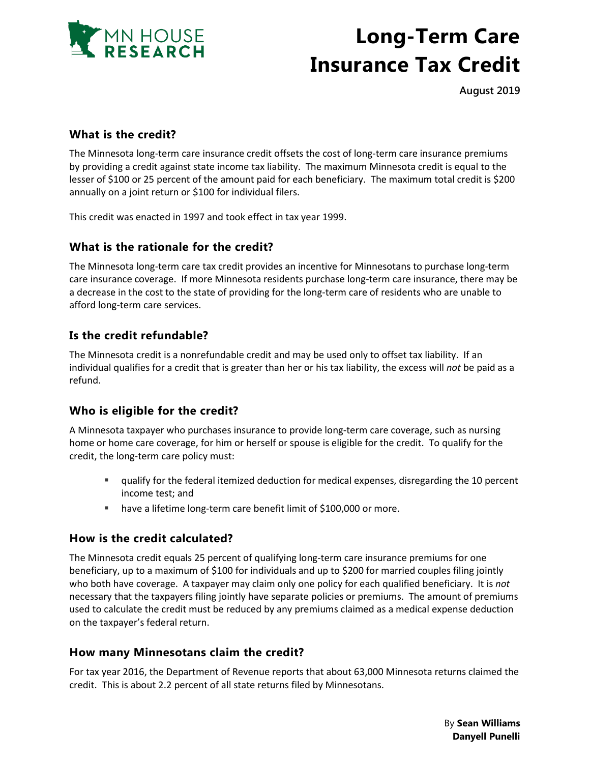MN HOUSE RESEARCH

# Long-Term Care Insurance Tax Credit

**August 2019**

## What is the credit?

The Minnesota long-term care insurance credit offsets the cost of long-term care insurance premiums by providing a credit against state income tax liability. The maximum Minnesota credit is equal to the lesser of $100 or 25 percent of the amount paid for each beneficiary. The maximum total credit is $200 annually on a joint return or $100 for individual filers.

This credit was enacted in 1997 and took effect in tax year 1999.

## What is the rationale for the credit?

The Minnesota long-term care tax credit provides an incentive for Minnesotans to purchase long-term care insurance coverage. If more Minnesota residents purchase long-term care insurance, there may be a decrease in the cost to the state of providing for the long-term care of residents who are unable to afford long-term care services.

## Is the credit refundable?

The Minnesota credit is a nonrefundable credit and may be used only to offset tax liability. If an individual qualifies for a credit that is greater than her or his tax liability, the excess will *not* be paid as a refund.

## Who is eligible for the credit?

A Minnesota taxpayer who purchases insurance to provide long-term care coverage, such as nursing home or home care coverage, for him or herself or spouse is eligible for the credit. To qualify for the credit, the long-term care policy must:

- qualify for the federal itemized deduction for medical expenses, disregarding the 10 percent income test; and
- have a lifetime long-term care benefit limit of $100,000 or more.

## How is the credit calculated?

The Minnesota credit equals 25 percent of qualifying long-term care insurance premiums for one beneficiary, up to a maximum of $100 for individuals and up to $200 for married couples filing jointly who both have coverage. A taxpayer may claim only one policy for each qualified beneficiary. It is *not* necessary that the taxpayers filing jointly have separate policies or premiums. The amount of premiums used to calculate the credit must be reduced by any premiums claimed as a medical expense deduction on the taxpayer's federal return.

## How many Minnesotans claim the credit?

For tax year 2016, the Department of Revenue reports that about 63,000 Minnesota returns claimed the credit. This is about 2.2 percent of all state returns filed by Minnesotans.

By **Sean Williams**
**Danyell Punelli**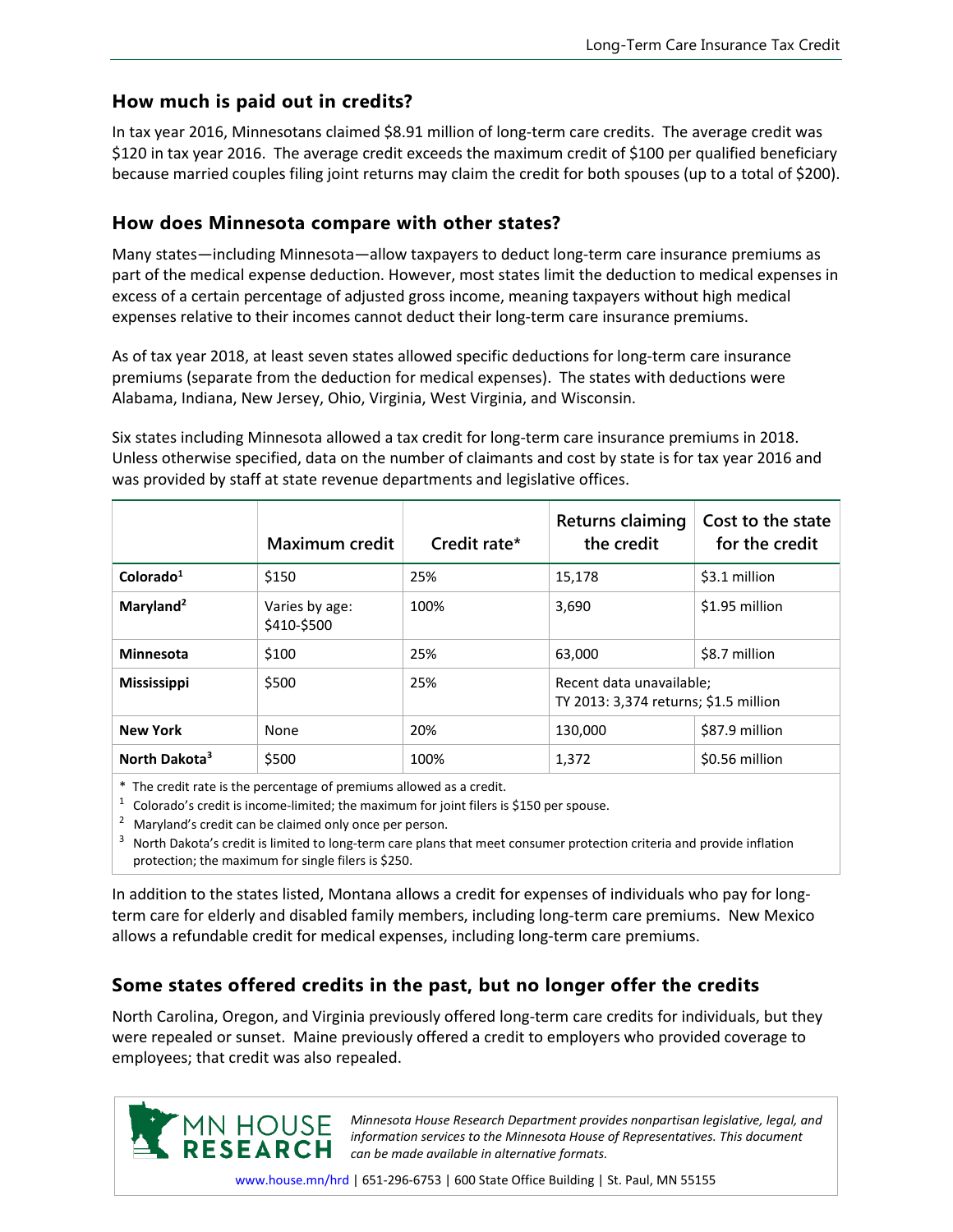## How much is paid out in credits?

In tax year 2016, Minnesotans claimed $8.91 million of long-term care credits. The average credit was $120 in tax year 2016. The average credit exceeds the maximum credit of $100 per qualified beneficiary because married couples filing joint returns may claim the credit for both spouses (up to a total of $200).

## How does Minnesota compare with other states?

Many states—including Minnesota—allow taxpayers to deduct long-term care insurance premiums as part of the medical expense deduction. However, most states limit the deduction to medical expenses in excess of a certain percentage of adjusted gross income, meaning taxpayers without high medical expenses relative to their incomes cannot deduct their long-term care insurance premiums.

As of tax year 2018, at least seven states allowed specific deductions for long-term care insurance premiums (separate from the deduction for medical expenses). The states with deductions were Alabama, Indiana, New Jersey, Ohio, Virginia, West Virginia, and Wisconsin.

Six states including Minnesota allowed a tax credit for long-term care insurance premiums in 2018. Unless otherwise specified, data on the number of claimants and cost by state is for tax year 2016 and was provided by staff at state revenue departments and legislative offices.

| | Maximum credit | Credit rate* | Returns claiming the credit | Cost to the state for the credit |
|---|---|---|---|---|
| **Colorado**[1] | $150 | 25% | 15,178 | $3.1 million |
| **Maryland**[2] | Varies by age: $410-$500 | 100% | 3,690 | $1.95 million |
| **Minnesota** | $100 | 25% | 63,000 | $8.7 million |
| **Mississippi** | $500 | 25% | Recent data unavailable; TY 2013: 3,374 returns; $1.5 million | |
| **New York** | None | 20% | 130,000 | $87.9 million |
| **North Dakota**[3] | $500 | 100% | 1,372 | $0.56 million |

\* The credit rate is the percentage of premiums allowed as a credit.

[1] Colorado's credit is income-limited; the maximum for joint filers is $150 per spouse.

[2] Maryland's credit can be claimed only once per person.

[3] North Dakota's credit is limited to long-term care plans that meet consumer protection criteria and provide inflation protection; the maximum for single filers is $250.

In addition to the states listed, Montana allows a credit for expenses of individuals who pay for long-term care for elderly and disabled family members, including long-term care premiums. New Mexico allows a refundable credit for medical expenses, including long-term care premiums.

## Some states offered credits in the past, but no longer offer the credits

North Carolina, Oregon, and Virginia previously offered long-term care credits for individuals, but they were repealed or sunset. Maine previously offered a credit to employers who provided coverage to employees; that credit was also repealed.

MN HOUSE RESEARCH

*Minnesota House Research Department provides nonpartisan legislative, legal, and information services to the Minnesota House of Representatives. This document can be made available in alternative formats.*

www.house.mn/hrd | 651-296-6753 | 600 State Office Building | St. Paul, MN 55155